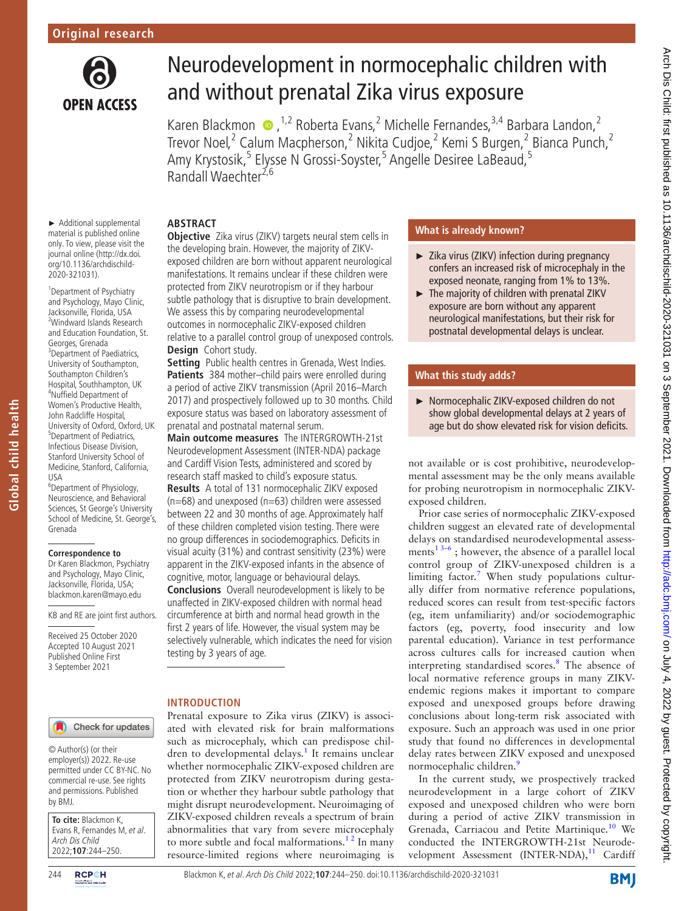Original research

# Neurodevelopment in normocephalic children with and without prenatal Zika virus exposure

Karen Blackmon[1,2] Roberta Evans,[2] Michelle Fernandes,[3,4] Barbara Landon,[2] Trevor Noel,[2] Calum Macpherson,[2] Nikita Cudjoe,[2] Kemi S Burgen,[2] Bianca Punch,[2] Amy Krystosik,[5] Elysse N Grossi-Soyster,[5] Angelle Desiree LaBeaud,[5] Randall Waechter[2,6]

► Additional supplemental material is published online only. To view, please visit the journal online (http://dx.doi.org/10.1136/archdischild-2020-321031).

[1]Department of Psychiatry and Psychology, Mayo Clinic, Jacksonville, Florida, USA
[2]Windward Islands Research and Education Foundation, St. Georges, Grenada
[3]Department of Paediatrics, University of Southampton, Southampton Children's Hospital, Southhampton, UK
[4]Nuffield Department of Women's Productive Health, John Radcliffe Hospital, University of Oxford, Oxford, UK
[5]Department of Pediatrics, Infectious Disease Division, Stanford University School of Medicine, Stanford, California, USA
[6]Department of Physiology, Neuroscience, and Behavioral Sciences, St George's University School of Medicine, St. George's, Grenada

**Correspondence to**
Dr Karen Blackmon, Psychiatry and Psychology, Mayo Clinic, Jacksonville, Florida, USA; blackmon.karen@mayo.edu

KB and RE are joint first authors.

Received 25 October 2020
Accepted 10 August 2021
Published Online First 3 September 2021

© Author(s) (or their employer(s)) 2022. Re-use permitted under CC BY-NC. No commercial re-use. See rights and permissions. Published by BMJ.

**To cite:** Blackmon K, Evans R, Fernandes M, *et al*. *Arch Dis Child* 2022;**107**:244–250.

## ABSTRACT

**Objective** Zika virus (ZIKV) targets neural stem cells in the developing brain. However, the majority of ZIKV-exposed children are born without apparent neurological manifestations. It remains unclear if these children were protected from ZIKV neurotropism or if they harbour subtle pathology that is disruptive to brain development. We assess this by comparing neurodevelopmental outcomes in normocephalic ZIKV-exposed children relative to a parallel control group of unexposed controls.

**Design** Cohort study.

**Setting** Public health centres in Grenada, West Indies.

**Patients** 384 mother–child pairs were enrolled during a period of active ZIKV transmission (April 2016–March 2017) and prospectively followed up to 30 months. Child exposure status was based on laboratory assessment of prenatal and postnatal maternal serum.

**Main outcome measures** The INTERGROWTH-21st Neurodevelopment Assessment (INTER-NDA) package and Cardiff Vision Tests, administered and scored by research staff masked to child's exposure status.

**Results** A total of 131 normocephalic ZIKV exposed (n=68) and unexposed (n=63) children were assessed between 22 and 30 months of age. Approximately half of these children completed vision testing. There were no group differences in sociodemographics. Deficits in visual acuity (31%) and contrast sensitivity (23%) were apparent in the ZIKV-exposed infants in the absence of cognitive, motor, language or behavioural delays.

**Conclusions** Overall neurodevelopment is likely to be unaffected in ZIKV-exposed children with normal head circumference at birth and normal head growth in the first 2 years of life. However, the visual system may be selectively vulnerable, which indicates the need for vision testing by 3 years of age.

### What is already known?

- ► Zika virus (ZIKV) infection during pregnancy confers an increased risk of microcephaly in the exposed neonate, ranging from 1% to 13%.
- ► The majority of children with prenatal ZIKV exposure are born without any apparent neurological manifestations, but their risk for postnatal developmental delays is unclear.

### What this study adds?

- ► Normocephalic ZIKV-exposed children do not show global developmental delays at 2 years of age but do show elevated risk for vision deficits.

## INTRODUCTION

Prenatal exposure to Zika virus (ZIKV) is associated with elevated risk for brain malformations such as microcephaly, which can predispose children to developmental delays.[1] It remains unclear whether normocephalic ZIKV-exposed children are protected from ZIKV neurotropism during gestation or whether they harbour subtle pathology that might disrupt neurodevelopment. Neuroimaging of ZIKV-exposed children reveals a spectrum of brain abnormalities that vary from severe microcephaly to more subtle and focal malformations.[1,2] In many resource-limited regions where neuroimaging is not available or is cost prohibitive, neurodevelopmental assessment may be the only means available for probing neurotropism in normocephalic ZIKV-exposed children.

Prior case series of normocephalic ZIKV-exposed children suggest an elevated rate of developmental delays on standardised neurodevelopmental assessments[1,3–6]; however, the absence of a parallel local control group of ZIKV-unexposed children is a limiting factor.[7] When study populations culturally differ from normative reference populations, reduced scores can result from test-specific factors (eg, item unfamiliarity) and/or sociodemographic factors (eg, poverty, food insecurity and low parental education). Variance in test performance across cultures calls for increased caution when interpreting standardised scores.[8] The absence of local normative reference groups in many ZIKV-endemic regions makes it important to compare exposed and unexposed groups before drawing conclusions about long-term risk associated with exposure. Such an approach was used in one prior study that found no differences in developmental delay rates between ZIKV exposed and unexposed normocephalic children.[9]

In the current study, we prospectively tracked neurodevelopment in a large cohort of ZIKV exposed and unexposed children who were born during a period of active ZIKV transmission in Grenada, Carriacou and Petite Martinique.[10] We conducted the INTERGROWTH-21st Neurodevelopment Assessment (INTER-NDA),[11] Cardiff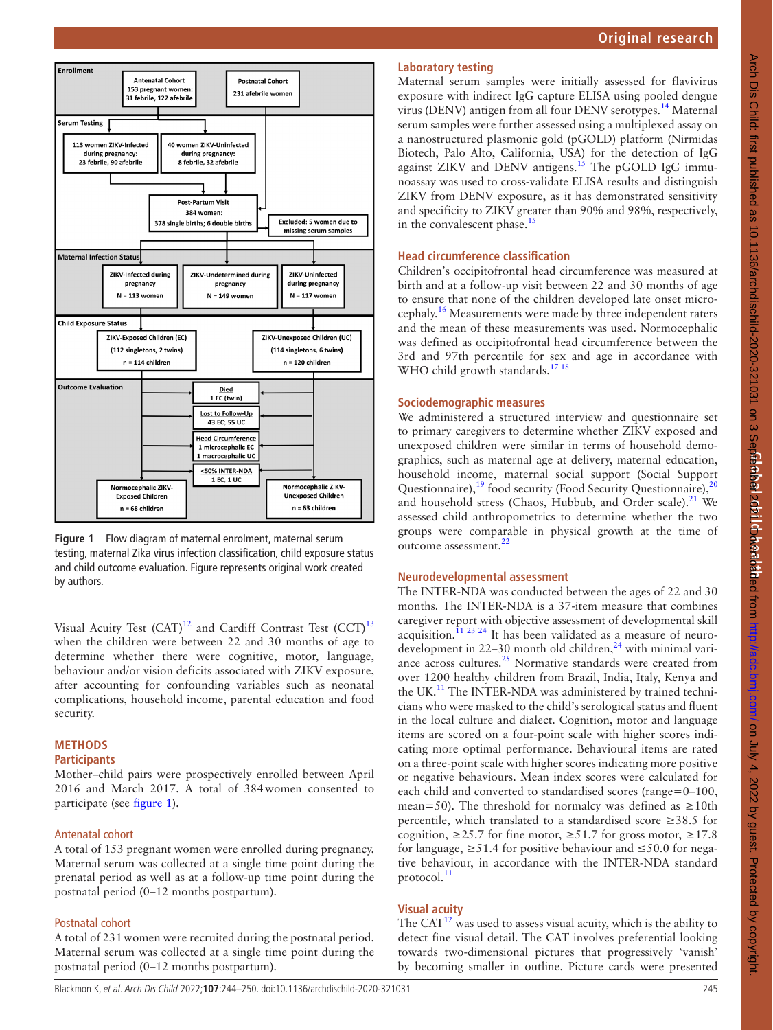Figure 1 Flow diagram of maternal enrolment, maternal serum testing, maternal Zika virus infection classification, child exposure status and child outcome evaluation. Figure represents original work created by authors.

Visual Acuity Test (CAT)[12] and Cardiff Contrast Test (CCT)[13] when the children were between 22 and 30 months of age to determine whether there were cognitive, motor, language, behaviour and/or vision deficits associated with ZIKV exposure, after accounting for confounding variables such as neonatal complications, household income, parental education and food security.

## METHODS

### Participants

Mother–child pairs were prospectively enrolled between April 2016 and March 2017. A total of 384 women consented to participate (see figure 1).

#### Antenatal cohort

A total of 153 pregnant women were enrolled during pregnancy. Maternal serum was collected at a single time point during the prenatal period as well as at a follow-up time point during the postnatal period (0–12 months postpartum).

#### Postnatal cohort

A total of 231 women were recruited during the postnatal period. Maternal serum was collected at a single time point during the postnatal period (0–12 months postpartum).

### Laboratory testing

Maternal serum samples were initially assessed for flavivirus exposure with indirect IgG capture ELISA using pooled dengue virus (DENV) antigen from all four DENV serotypes.[14] Maternal serum samples were further assessed using a multiplexed assay on a nanostructured plasmonic gold (pGOLD) platform (Nirmidas Biotech, Palo Alto, California, USA) for the detection of IgG against ZIKV and DENV antigens.[15] The pGOLD IgG immunoassay was used to cross-validate ELISA results and distinguish ZIKV from DENV exposure, as it has demonstrated sensitivity and specificity to ZIKV greater than 90% and 98%, respectively, in the convalescent phase.[15]

### Head circumference classification

Children's occipitofrontal head circumference was measured at birth and at a follow-up visit between 22 and 30 months of age to ensure that none of the children developed late onset microcephaly.[16] Measurements were made by three independent raters and the mean of these measurements was used. Normocephalic was defined as occipitofrontal head circumference between the 3rd and 97th percentile for sex and age in accordance with WHO child growth standards.[17,18]

### Sociodemographic measures

We administered a structured interview and questionnaire set to primary caregivers to determine whether ZIKV exposed and unexposed children were similar in terms of household demographics, such as maternal age at delivery, maternal education, household income, maternal social support (Social Support Questionnaire),[19] food security (Food Security Questionnaire),[20] and household stress (Chaos, Hubbub, and Order scale).[21] We assessed child anthropometrics to determine whether the two groups were comparable in physical growth at the time of outcome assessment.[22]

### Neurodevelopmental assessment

The INTER-NDA was conducted between the ages of 22 and 30 months. The INTER-NDA is a 37-item measure that combines caregiver report with objective assessment of developmental skill acquisition.[11,23,24] It has been validated as a measure of neurodevelopment in 22–30 month old children,[24] with minimal variance across cultures.[25] Normative standards were created from over 1200 healthy children from Brazil, India, Italy, Kenya and the UK.[11] The INTER-NDA was administered by trained technicians who were masked to the child's serological status and fluent in the local culture and dialect. Cognition, motor and language items are scored on a four-point scale with higher scores indicating more optimal performance. Behavioural items are rated on a three-point scale with higher scores indicating more positive or negative behaviours. Mean index scores were calculated for each child and converted to standardised scores (range=0–100, mean=50). The threshold for normalcy was defined as ≥10th percentile, which translated to a standardised score ≥38.5 for cognition, ≥25.7 for fine motor, ≥51.7 for gross motor, ≥17.8 for language, ≥51.4 for positive behaviour and ≤50.0 for negative behaviour, in accordance with the INTER-NDA standard protocol.[11]

### Visual acuity

The CAT[12] was used to assess visual acuity, which is the ability to detect fine visual detail. The CAT involves preferential looking towards two-dimensional pictures that progressively 'vanish' by becoming smaller in outline. Picture cards were presented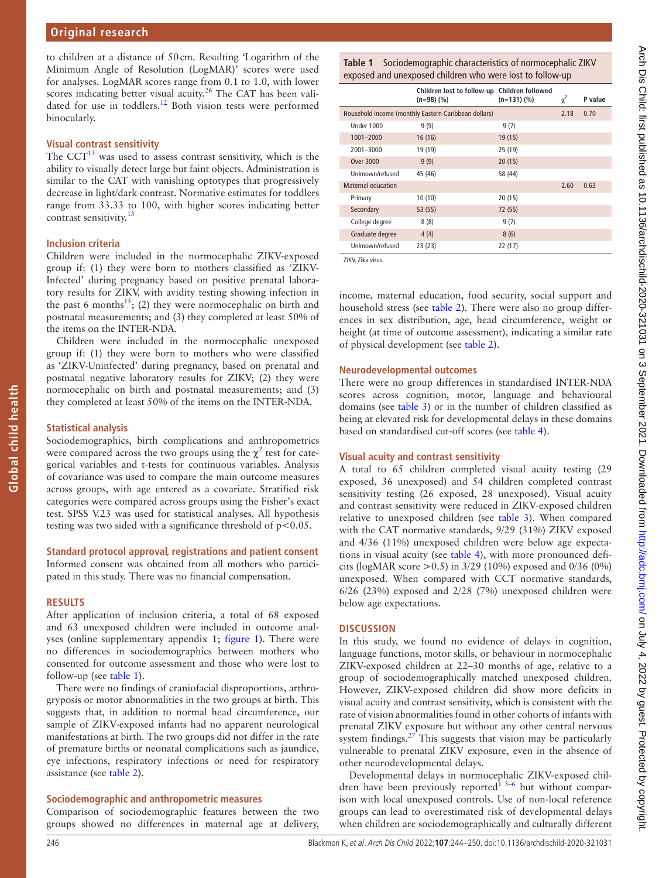to children at a distance of 50 cm. Resulting 'Logarithm of the Minimum Angle of Resolution (LogMAR)' scores were used for analyses. LogMAR scores range from 0.1 to 1.0, with lower scores indicating better visual acuity.[26] The CAT has been validated for use in toddlers.[12] Both vision tests were performed binocularly.

### Visual contrast sensitivity

The CCT[13] was used to assess contrast sensitivity, which is the ability to visually detect large but faint objects. Administration is similar to the CAT with vanishing optotypes that progressively decrease in light/dark contrast. Normative estimates for toddlers range from 33.33 to 100, with higher scores indicating better contrast sensitivity.[13]

### Inclusion criteria

Children were included in the normocephalic ZIKV-exposed group if: (1) they were born to mothers classified as 'ZIKV-Infected' during pregnancy based on positive prenatal laboratory results for ZIKV, with avidity testing showing infection in the past 6 months[15]; (2) they were normocephalic on birth and postnatal measurements; and (3) they completed at least 50% of the items on the INTER-NDA.

Children were included in the normocephalic unexposed group if: (1) they were born to mothers who were classified as 'ZIKV-Uninfected' during pregnancy, based on prenatal and postnatal negative laboratory results for ZIKV; (2) they were normocephalic on birth and postnatal measurements; and (3) they completed at least 50% of the items on the INTER-NDA.

### Statistical analysis

Sociodemographics, birth complications and anthropometrics were compared across the two groups using the $\chi^2$ test for categorical variables and t-tests for continuous variables. Analysis of covariance was used to compare the main outcome measures across groups, with age entered as a covariate. Stratified risk categories were compared across groups using the Fisher's exact test. SPSS V.23 was used for statistical analyses. All hypothesis testing was two sided with a significance threshold of $p<0.05$.

### Standard protocol approval, registrations and patient consent

Informed consent was obtained from all mothers who participated in this study. There was no financial compensation.

## RESULTS

After application of inclusion criteria, a total of 68 exposed and 63 unexposed children were included in outcome analyses (online supplementary appendix 1; figure 1). There were no differences in sociodemographics between mothers who consented for outcome assessment and those who were lost to follow-up (see table 1).

**Table 1** Sociodemographic characteristics of normocephalic ZIKV exposed and unexposed children who were lost to follow-up

| | Children lost to follow-up (n=98) (%) | Children followed (n=131) (%) | $\chi^2$ | P value |
|---|---|---|---|---|
| Household income (monthly Eastern Caribbean dollars) | | | 2.18 | 0.70 |
| Under 1000 | 9 (9) | 9 (7) | | |
| 1001–2000 | 16 (16) | 19 (15) | | |
| 2001–3000 | 19 (19) | 25 (19) | | |
| Over 3000 | 9 (9) | 20 (15) | | |
| Unknown/refused | 45 (46) | 58 (44) | | |
| Maternal education | | | 2.60 | 0.63 |
| Primary | 10 (10) | 20 (15) | | |
| Secondary | 53 (55) | 72 (55) | | |
| College degree | 8 (8) | 9 (7) | | |
| Graduate degree | 4 (4) | 8 (6) | | |
| Unknown/refused | 23 (23) | 22 (17) | | |

ZIKV, Zika virus.

There were no findings of craniofacial disproportions, arthrogryposis or motor abnormalities in the two groups at birth. This suggests that, in addition to normal head circumference, our sample of ZIKV-exposed infants had no apparent neurological manifestations at birth. The two groups did not differ in the rate of premature births or neonatal complications such as jaundice, eye infections, respiratory infections or need for respiratory assistance (see table 2).

### Sociodemographic and anthropometric measures

Comparison of sociodemographic features between the two groups showed no differences in maternal age at delivery, income, maternal education, food security, social support and household stress (see table 2). There were also no group differences in sex distribution, age, head circumference, weight or height (at time of outcome assessment), indicating a similar rate of physical development (see table 2).

### Neurodevelopmental outcomes

There were no group differences in standardised INTER-NDA scores across cognition, motor, language and behavioural domains (see table 3) or in the number of children classified as being at elevated risk for developmental delays in these domains based on standardised cut-off scores (see table 4).

### Visual acuity and contrast sensitivity

A total to 65 children completed visual acuity testing (29 exposed, 36 unexposed) and 54 children completed contrast sensitivity testing (26 exposed, 28 unexposed). Visual acuity and contrast sensitivity were reduced in ZIKV-exposed children relative to unexposed children (see table 3). When compared with the CAT normative standards, 9/29 (31%) ZIKV exposed and 4/36 (11%) unexposed children were below age expectations in visual acuity (see table 4), with more pronounced deficits (logMAR score >0.5) in 3/29 (10%) exposed and 0/36 (0%) unexposed. When compared with CCT normative standards, 6/26 (23%) exposed and 2/28 (7%) unexposed children were below age expectations.

## DISCUSSION

In this study, we found no evidence of delays in cognition, language functions, motor skills, or behaviour in normocephalic ZIKV-exposed children at 22–30 months of age, relative to a group of sociodemographically matched unexposed children. However, ZIKV-exposed children did show more deficits in visual acuity and contrast sensitivity, which is consistent with the rate of vision abnormalities found in other cohorts of infants with prenatal ZIKV exposure but without any other central nervous system findings.[27] This suggests that vision may be particularly vulnerable to prenatal ZIKV exposure, even in the absence of other neurodevelopmental delays.

Developmental delays in normocephalic ZIKV-exposed children have been previously reported[1 3–6] but without comparison with local unexposed controls. Use of non-local reference groups can lead to overestimated risk of developmental delays when children are sociodemographically and culturally different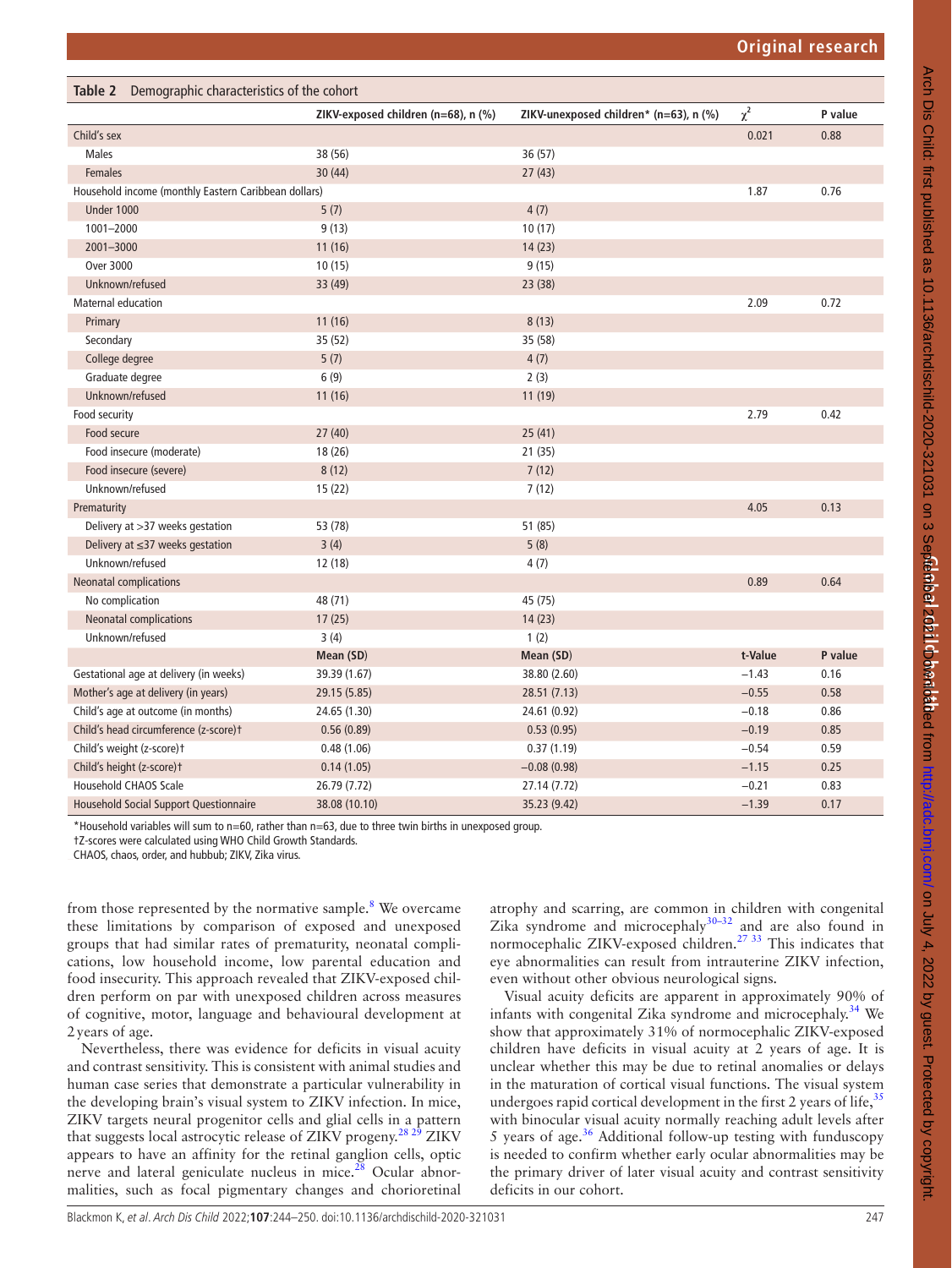**Table 2** Demographic characteristics of the cohort

| | ZIKV-exposed children (n=68), n (%) | ZIKV-unexposed children* (n=63), n (%) | $\chi^2$ | P value |
|---|---|---|---|---|
| Child's sex | | | 0.021 | 0.88 |
| Males | 38 (56) | 36 (57) | | |
| Females | 30 (44) | 27 (43) | | |
| Household income (monthly Eastern Caribbean dollars) | | | 1.87 | 0.76 |
| Under 1000 | 5 (7) | 4 (7) | | |
| 1001–2000 | 9 (13) | 10 (17) | | |
| 2001–3000 | 11 (16) | 14 (23) | | |
| Over 3000 | 10 (15) | 9 (15) | | |
| Unknown/refused | 33 (49) | 23 (38) | | |
| Maternal education | | | 2.09 | 0.72 |
| Primary | 11 (16) | 8 (13) | | |
| Secondary | 35 (52) | 35 (58) | | |
| College degree | 5 (7) | 4 (7) | | |
| Graduate degree | 6 (9) | 2 (3) | | |
| Unknown/refused | 11 (16) | 11 (19) | | |
| Food security | | | 2.79 | 0.42 |
| Food secure | 27 (40) | 25 (41) | | |
| Food insecure (moderate) | 18 (26) | 21 (35) | | |
| Food insecure (severe) | 8 (12) | 7 (12) | | |
| Unknown/refused | 15 (22) | 7 (12) | | |
| Prematurity | | | 4.05 | 0.13 |
| Delivery at >37 weeks gestation | 53 (78) | 51 (85) | | |
| Delivery at ≤37 weeks gestation | 3 (4) | 5 (8) | | |
| Unknown/refused | 12 (18) | 4 (7) | | |
| Neonatal complications | | | 0.89 | 0.64 |
| No complication | 48 (71) | 45 (75) | | |
| Neonatal complications | 17 (25) | 14 (23) | | |
| Unknown/refused | 3 (4) | 1 (2) | | |
| | **Mean (SD)** | **Mean (SD)** | **t-Value** | **P value** |
| Gestational age at delivery (in weeks) | 39.39 (1.67) | 38.80 (2.60) | −1.43 | 0.16 |
| Mother's age at delivery (in years) | 29.15 (5.85) | 28.51 (7.13) | −0.55 | 0.58 |
| Child's age at outcome (in months) | 24.65 (1.30) | 24.61 (0.92) | −0.18 | 0.86 |
| Child's head circumference (z-score)† | 0.56 (0.89) | 0.53 (0.95) | −0.19 | 0.85 |
| Child's weight (z-score)† | 0.48 (1.06) | 0.37 (1.19) | −0.54 | 0.59 |
| Child's height (z-score)† | 0.14 (1.05) | −0.08 (0.98) | −1.15 | 0.25 |
| Household CHAOS Scale | 26.79 (7.72) | 27.14 (7.72) | −0.21 | 0.83 |
| Household Social Support Questionnaire | 38.08 (10.10) | 35.23 (9.42) | −1.39 | 0.17 |

*Household variables will sum to n=60, rather than n=63, due to three twin births in unexposed group.
†Z-scores were calculated using WHO Child Growth Standards.
CHAOS, chaos, order, and hubbub; ZIKV, Zika virus.

from those represented by the normative sample.[8] We overcame these limitations by comparison of exposed and unexposed groups that had similar rates of prematurity, neonatal complications, low household income, low parental education and food insecurity. This approach revealed that ZIKV-exposed children perform on par with unexposed children across measures of cognitive, motor, language and behavioural development at 2 years of age.

Nevertheless, there was evidence for deficits in visual acuity and contrast sensitivity. This is consistent with animal studies and human case series that demonstrate a particular vulnerability in the developing brain's visual system to ZIKV infection. In mice, ZIKV targets neural progenitor cells and glial cells in a pattern that suggests local astrocytic release of ZIKV progeny.[28 29] ZIKV appears to have an affinity for the retinal ganglion cells, optic nerve and lateral geniculate nucleus in mice.[28] Ocular abnormalities, such as focal pigmentary changes and chorioretinal atrophy and scarring, are common in children with congenital Zika syndrome and microcephaly[30–32] and are also found in normocephalic ZIKV-exposed children.[27 33] This indicates that eye abnormalities can result from intrauterine ZIKV infection, even without other obvious neurological signs.

Visual acuity deficits are apparent in approximately 90% of infants with congenital Zika syndrome and microcephaly.[34] We show that approximately 31% of normocephalic ZIKV-exposed children have deficits in visual acuity at 2 years of age. It is unclear whether this may be due to retinal anomalies or delays in the maturation of cortical visual functions. The visual system undergoes rapid cortical development in the first 2 years of life,[35] with binocular visual acuity normally reaching adult levels after 5 years of age.[36] Additional follow-up testing with funduscopy is needed to confirm whether early ocular abnormalities may be the primary driver of later visual acuity and contrast sensitivity deficits in our cohort.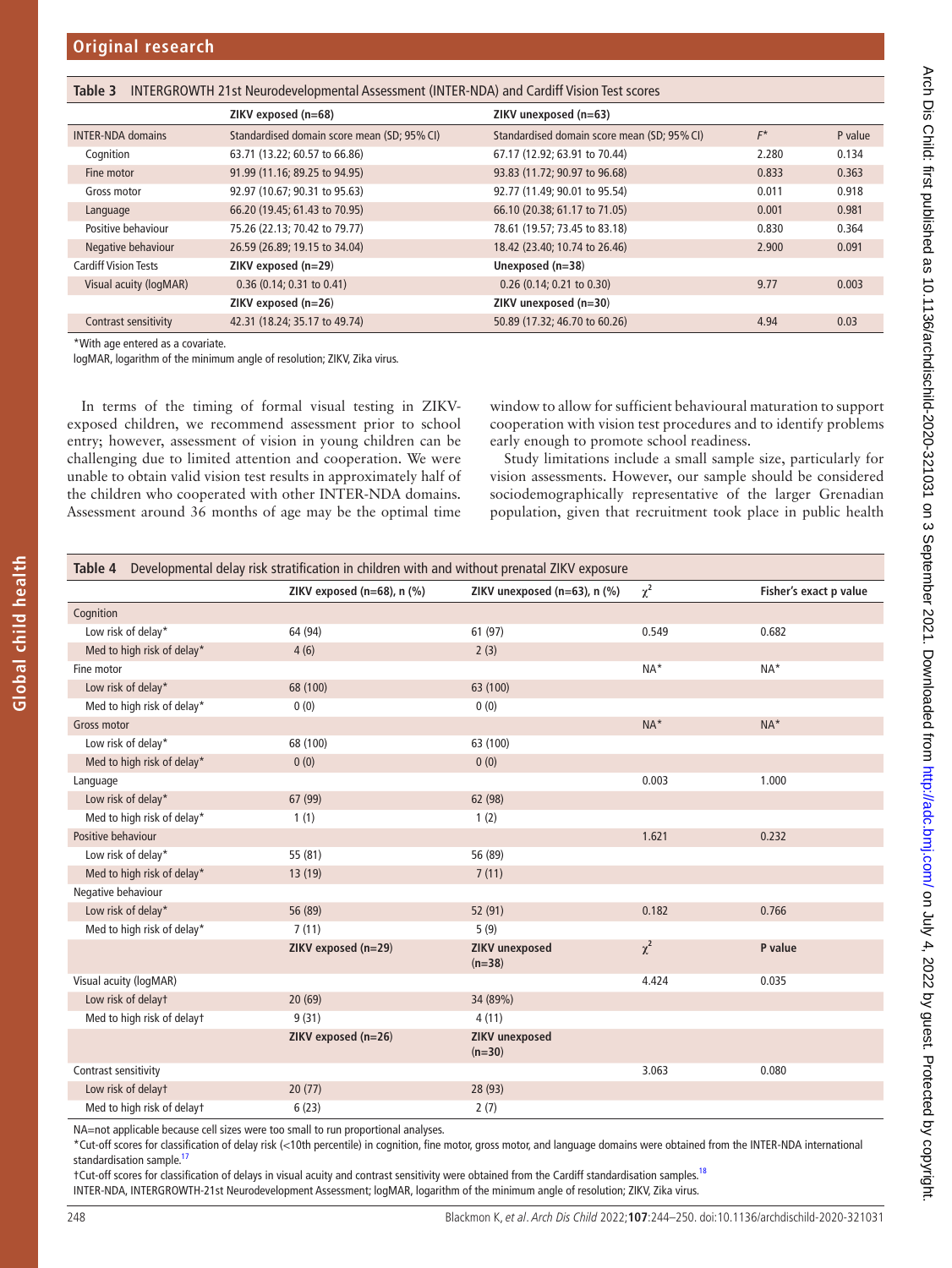**Table 3** INTERGROWTH 21st Neurodevelopmental Assessment (INTER-NDA) and Cardiff Vision Test scores

| | ZIKV exposed (n=68) | ZIKV unexposed (n=63) | | |
|---|---|---|---|---|
| INTER-NDA domains | Standardised domain score mean (SD; 95% CI) | Standardised domain score mean (SD; 95% CI) | F* | P value |
| Cognition | 63.71 (13.22; 60.57 to 66.86) | 67.17 (12.92; 63.91 to 70.44) | 2.280 | 0.134 |
| Fine motor | 91.99 (11.16; 89.25 to 94.95) | 93.83 (11.72; 90.97 to 96.68) | 0.833 | 0.363 |
| Gross motor | 92.97 (10.67; 90.31 to 95.63) | 92.77 (11.49; 90.01 to 95.54) | 0.011 | 0.918 |
| Language | 66.20 (19.45; 61.43 to 70.95) | 66.10 (20.38; 61.17 to 71.05) | 0.001 | 0.981 |
| Positive behaviour | 75.26 (22.13; 70.42 to 79.77) | 78.61 (19.57; 73.45 to 83.18) | 0.830 | 0.364 |
| Negative behaviour | 26.59 (26.89; 19.15 to 34.04) | 18.42 (23.40; 10.74 to 26.46) | 2.900 | 0.091 |
| Cardiff Vision Tests | ZIKV exposed (n=29) | Unexposed (n=38) | | |
| Visual acuity (logMAR) | 0.36 (0.14; 0.31 to 0.41) | 0.26 (0.14; 0.21 to 0.30) | 9.77 | 0.003 |
| | ZIKV exposed (n=26) | ZIKV unexposed (n=30) | | |
| Contrast sensitivity | 42.31 (18.24; 35.17 to 49.74) | 50.89 (17.32; 46.70 to 60.26) | 4.94 | 0.03 |

*With age entered as a covariate.
logMAR, logarithm of the minimum angle of resolution; ZIKV, Zika virus.

In terms of the timing of formal visual testing in ZIKV-exposed children, we recommend assessment prior to school entry; however, assessment of vision in young children can be challenging due to limited attention and cooperation. We were unable to obtain valid vision test results in approximately half of the children who cooperated with other INTER-NDA domains. Assessment around 36 months of age may be the optimal time window to allow for sufficient behavioural maturation to support cooperation with vision test procedures and to identify problems early enough to promote school readiness.

Study limitations include a small sample size, particularly for vision assessments. However, our sample should be considered sociodemographically representative of the larger Grenadian population, given that recruitment took place in public health

**Table 4** Developmental delay risk stratification in children with and without prenatal ZIKV exposure

| | ZIKV exposed (n=68), n (%) | ZIKV unexposed (n=63), n (%) | $\chi^2$ | Fisher's exact p value |
|---|---|---|---|---|
| Cognition | | | | |
| Low risk of delay* | 64 (94) | 61 (97) | 0.549 | 0.682 |
| Med to high risk of delay* | 4 (6) | 2 (3) | | |
| Fine motor | | | NA* | NA* |
| Low risk of delay* | 68 (100) | 63 (100) | | |
| Med to high risk of delay* | 0 (0) | 0 (0) | | |
| Gross motor | | | NA* | NA* |
| Low risk of delay* | 68 (100) | 63 (100) | | |
| Med to high risk of delay* | 0 (0) | 0 (0) | | |
| Language | | | 0.003 | 1.000 |
| Low risk of delay* | 67 (99) | 62 (98) | | |
| Med to high risk of delay* | 1 (1) | 1 (2) | | |
| Positive behaviour | | | 1.621 | 0.232 |
| Low risk of delay* | 55 (81) | 56 (89) | | |
| Med to high risk of delay* | 13 (19) | 7 (11) | | |
| Negative behaviour | | | | |
| Low risk of delay* | 56 (89) | 52 (91) | 0.182 | 0.766 |
| Med to high risk of delay* | 7 (11) | 5 (9) | | |
| | ZIKV exposed (n=29) | ZIKV unexposed (n=38) | $\chi^2$ | P value |
| Visual acuity (logMAR) | | | 4.424 | 0.035 |
| Low risk of delay† | 20 (69) | 34 (89%) | | |
| Med to high risk of delay† | 9 (31) | 4 (11) | | |
| | ZIKV exposed (n=26) | ZIKV unexposed (n=30) | | |
| Contrast sensitivity | | | 3.063 | 0.080 |
| Low risk of delay† | 20 (77) | 28 (93) | | |
| Med to high risk of delay† | 6 (23) | 2 (7) | | |

NA=not applicable because cell sizes were too small to run proportional analyses.
*Cut-off scores for classification of delay risk (<10th percentile) in cognition, fine motor, gross motor, and language domains were obtained from the INTER-NDA international standardisation sample.[17]
†Cut-off scores for classification of delays in visual acuity and contrast sensitivity were obtained from the Cardiff standardisation samples.[18]
INTER-NDA, INTERGROWTH-21st Neurodevelopment Assessment; logMAR, logarithm of the minimum angle of resolution; ZIKV, Zika virus.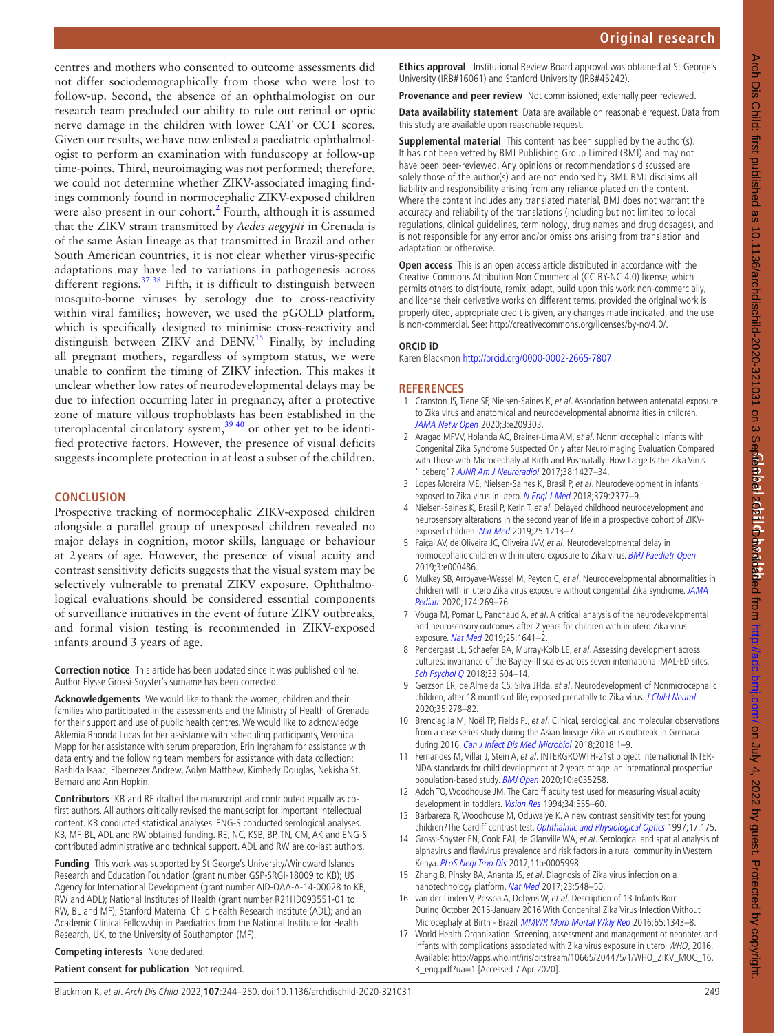centres and mothers who consented to outcome assessments did not differ sociodemographically from those who were lost to follow-up. Second, the absence of an ophthalmologist on our research team precluded our ability to rule out retinal or optic nerve damage in the children with lower CAT or CCT scores. Given our results, we have now enlisted a paediatric ophthalmologist to perform an examination with funduscopy at follow-up time-points. Third, neuroimaging was not performed; therefore, we could not determine whether ZIKV-associated imaging findings commonly found in normocephalic ZIKV-exposed children were also present in our cohort.[2] Fourth, although it is assumed that the ZIKV strain transmitted by *Aedes aegypti* in Grenada is of the same Asian lineage as that transmitted in Brazil and other South American countries, it is not clear whether virus-specific adaptations may have led to variations in pathogenesis across different regions.[37,38] Fifth, it is difficult to distinguish between mosquito-borne viruses by serology due to cross-reactivity within viral families; however, we used the pGOLD platform, which is specifically designed to minimise cross-reactivity and distinguish between ZIKV and DENV.[15] Finally, by including all pregnant mothers, regardless of symptom status, we were unable to confirm the timing of ZIKV infection. This makes it unclear whether low rates of neurodevelopmental delays may be due to infection occurring later in pregnancy, after a protective zone of mature villous trophoblasts has been established in the uteroplacental circulatory system,[39,40] or other yet to be identified protective factors. However, the presence of visual deficits suggests incomplete protection in at least a subset of the children.

## CONCLUSION

Prospective tracking of normocephalic ZIKV-exposed children alongside a parallel group of unexposed children revealed no major delays in cognition, motor skills, language or behaviour at 2 years of age. However, the presence of visual acuity and contrast sensitivity deficits suggests that the visual system may be selectively vulnerable to prenatal ZIKV exposure. Ophthalmological evaluations should be considered essential components of surveillance initiatives in the event of future ZIKV outbreaks, and formal vision testing is recommended in ZIKV-exposed infants around 3 years of age.

**Correction notice** This article has been updated since it was published online. Author Elysse Grossi-Soyster's surname has been corrected.

**Acknowledgements** We would like to thank the women, children and their families who participated in the assessments and the Ministry of Health of Grenada for their support and use of public health centres. We would like to acknowledge Aklemia Rhonda Lucas for her assistance with scheduling participants, Veronica Mapp for her assistance with serum preparation, Erin Ingraham for assistance with data entry and the following team members for assistance with data collection: Rashida Isaac, Elbernezer Andrew, Adlyn Matthew, Kimberly Douglas, Nekisha St. Bernard and Ann Hopkin.

**Contributors** KB and RE drafted the manuscript and contributed equally as co-first authors. All authors critically revised the manuscript for important intellectual content. KB conducted statistical analyses. ENG-S conducted serological analyses. KB, MF, BL, ADL and RW obtained funding. RE, NC, KSB, BP, TN, CM, AK and ENG-S contributed administrative and technical support. ADL and RW are co-last authors.

**Funding** This work was supported by St George's University/Windward Islands Research and Education Foundation (grant number GSP-SRGI-18009 to KB); US Agency for International Development (grant number AID-OAA-A-14-00028 to KB, RW and ADL); National Institutes of Health (grant number R21HD093551-01 to RW, BL and MF); Stanford Maternal Child Health Research Institute (ADL); and an Academic Clinical Fellowship in Paediatrics from the National Institute for Health Research, UK, to the University of Southampton (MF).

**Competing interests** None declared.

**Patient consent for publication** Not required.

**Ethics approval** Institutional Review Board approval was obtained at St George's University (IRB#16061) and Stanford University (IRB#45242).

**Provenance and peer review** Not commissioned; externally peer reviewed.

**Data availability statement** Data are available on reasonable request. Data from this study are available upon reasonable request.

**Supplemental material** This content has been supplied by the author(s). It has not been vetted by BMJ Publishing Group Limited (BMJ) and may not have been peer-reviewed. Any opinions or recommendations discussed are solely those of the author(s) and are not endorsed by BMJ. BMJ disclaims all liability and responsibility arising from any reliance placed on the content. Where the content includes any translated material, BMJ does not warrant the accuracy and reliability of the translations (including but not limited to local regulations, clinical guidelines, terminology, drug names and drug dosages), and is not responsible for any error and/or omissions arising from translation and adaptation or otherwise.

**Open access** This is an open access article distributed in accordance with the Creative Commons Attribution Non Commercial (CC BY-NC 4.0) license, which permits others to distribute, remix, adapt, build upon this work non-commercially, and license their derivative works on different terms, provided the original work is properly cited, appropriate credit is given, any changes made indicated, and the use is non-commercial. See: http://creativecommons.org/licenses/by-nc/4.0/.

### ORCID iD

Karen Blackmon http://orcid.org/0000-0002-2665-7807

## REFERENCES

1. Cranston JS, Tiene SF, Nielsen-Saines K, *et al*. Association between antenatal exposure to Zika virus and anatomical and neurodevelopmental abnormalities in children. *JAMA Netw Open* 2020;3:e209303.
2. Aragao MFVV, Holanda AC, Brainer-Lima AM, *et al*. Nonmicrocephalic Infants with Congenital Zika Syndrome Suspected Only after Neuroimaging Evaluation Compared with Those with Microcephaly at Birth and Postnatally: How Large Is the Zika Virus "Iceberg"? *AJNR Am J Neuroradiol* 2017;38:1427–34.
3. Lopes Moreira ME, Nielsen-Saines K, Brasil P, *et al*. Neurodevelopment in infants exposed to Zika virus in utero. *N Engl J Med* 2018;379:2377–9.
4. Nielsen-Saines K, Brasil P, Kerin T, *et al*. Delayed childhood neurodevelopment and neurosensory alterations in the second year of life in a prospective cohort of ZIKV-exposed children. *Nat Med* 2019;25:1213–7.
5. Faiçal AV, de Oliveira JC, Oliveira JVV, *et al*. Neurodevelopmental delay in normocephalic children with in utero exposure to Zika virus. *BMJ Paediatr Open* 2019;3:e000486.
6. Mulkey SB, Arroyave-Wessel M, Peyton C, *et al*. Neurodevelopmental abnormalities in children with in utero Zika virus exposure without congenital Zika syndrome. *JAMA Pediatr* 2020;174:269–76.
7. Vouga M, Pomar L, Panchaud A, *et al*. A critical analysis of the neurodevelopmental and neurosensory outcomes after 2 years for children with in utero Zika virus exposure. *Nat Med* 2019;25:1641–2.
8. Pendergast LL, Schaefer BA, Murray-Kolb LE, *et al*. Assessing development across cultures: invariance of the Bayley-III scales across seven international MAL-ED sites. *Sch Psychol Q* 2018;33:604–14.
9. Gerzson LR, de Almeida CS, Silva JHda, *et al*. Neurodevelopment of Nonmicrocephalic children, after 18 months of life, exposed prenatally to Zika virus. *J Child Neurol* 2020;35:278–82.
10. Brenciaglia M, Noël TP, Fields PJ, *et al*. Clinical, serological, and molecular observations from a case series study during the Asian lineage Zika virus outbreak in Grenada during 2016. *Can J Infect Dis Med Microbiol* 2018;2018:1–9.
11. Fernandes M, Villar J, Stein A, *et al*. INTERGROWTH-21st project international INTER-NDA standards for child development at 2 years of age: an international prospective population-based study. *BMJ Open* 2020;10:e035258.
12. Adoh TO, Woodhouse JM. The Cardiff acuity test used for measuring visual acuity development in toddlers. *Vision Res* 1994;34:555–60.
13. Barbareza R, Woodhouse M, Oduwaiye K. A new contrast sensitivity test for young children?The Cardiff contrast test. *Ophthalmic and Physiological Optics* 1997;17:175.
14. Grossi-Soyster EN, Cook EAJ, de Glanville WA, *et al*. Serological and spatial analysis of alphavirus and flavivirus prevalence and risk factors in a rural community in Western Kenya. *PLoS Negl Trop Dis* 2017;11:e0005998.
15. Zhang B, Pinsky BA, Ananta JS, *et al*. Diagnosis of Zika virus infection on a nanotechnology platform. *Nat Med* 2017;23:548–50.
16. van der Linden V, Pessoa A, Dobyns W, *et al*. Description of 13 Infants Born During October 2015-January 2016 With Congenital Zika Virus Infection Without Microcephaly at Birth - Brazil. *MMWR Morb Mortal Wkly Rep* 2016;65:1343–8.
17. World Health Organization. Screening, assessment and management of neonates and infants with complications associated with Zika virus exposure in utero. *WHO*, 2016. Available: http://apps.who.int/iris/bitstream/10665/204475/1/WHO_ZIKV_MOC_16.3_eng.pdf?ua=1 [Accessed 7 Apr 2020].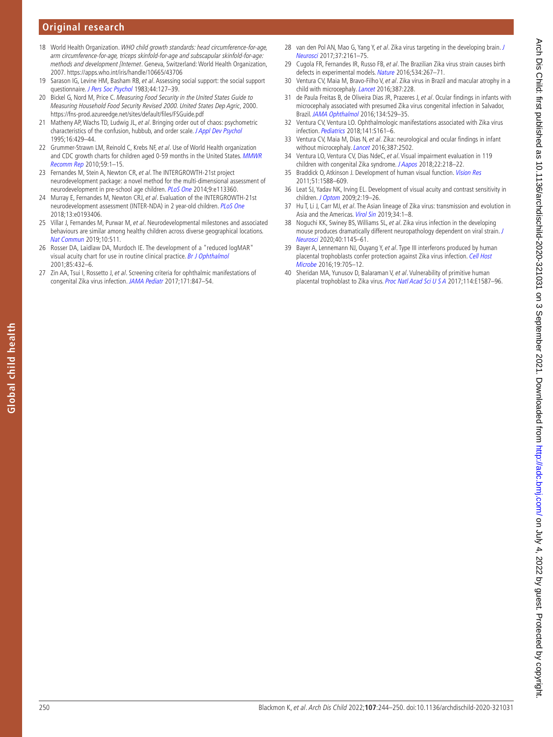18 World Health Organization. *WHO child growth standards: head circumference-for-age, arm circumference-for-age, triceps skinfold-for-age and subscapular skinfold-for-age: methods and development [Internet*. Geneva, Switzerland: World Health Organization, 2007. https://apps.who.int/iris/handle/10665/43706

19 Sarason IG, Levine HM, Basham RB, *et al*. Assessing social support: the social support questionnaire. *J Pers Soc Psychol* 1983;44:127–39.

20 Bickel G, Nord M, Price C. *Measuring Food Security in the United States Guide to Measuring Household Food Security Revised 2000. United States Dep Agric*, 2000. https://fns-prod.azureedge.net/sites/default/files/FSGuide.pdf

21 Matheny AP, Wachs TD, Ludwig JL, *et al*. Bringing order out of chaos: psychometric characteristics of the confusion, hubbub, and order scale. *J Appl Dev Psychol* 1995;16:429–44.

22 Grummer-Strawn LM, Reinold C, Krebs NF, *et al*. Use of World Health organization and CDC growth charts for children aged 0-59 months in the United States. *MMWR Recomm Rep* 2010;59:1–15.

23 Fernandes M, Stein A, Newton CR, *et al*. The INTERGROWTH-21st project neurodevelopment package: a novel method for the multi-dimensional assessment of neurodevelopment in pre-school age children. *PLoS One* 2014;9:e113360.

24 Murray E, Fernandes M, Newton CRJ, *et al*. Evaluation of the INTERGROWTH-21st neurodevelopment assessment (INTER-NDA) in 2 year-old children. *PLoS One* 2018;13:e0193406.

25 Villar J, Fernandes M, Purwar M, *et al*. Neurodevelopmental milestones and associated behaviours are similar among healthy children across diverse geographical locations. *Nat Commun* 2019;10:511.

26 Rosser DA, Laidlaw DA, Murdoch IE. The development of a "reduced logMAR" visual acuity chart for use in routine clinical practice. *Br J Ophthalmol* 2001;85:432–6.

27 Zin AA, Tsui I, Rossetto J, *et al*. Screening criteria for ophthalmic manifestations of congenital Zika virus infection. *JAMA Pediatr* 2017;171:847–54.

28 van den Pol AN, Mao G, Yang Y, *et al*. Zika virus targeting in the developing brain. *J Neurosci* 2017;37:2161–75.

29 Cugola FR, Fernandes IR, Russo FB, *et al*. The Brazilian Zika virus strain causes birth defects in experimental models. *Nature* 2016;534:267–71.

30 Ventura CV, Maia M, Bravo-Filho V, *et al*. Zika virus in Brazil and macular atrophy in a child with microcephaly. *Lancet* 2016;387:228.

31 de Paula Freitas B, de Oliveira Dias JR, Prazeres J, *et al*. Ocular findings in infants with microcephaly associated with presumed Zika virus congenital infection in Salvador, Brazil. *JAMA Ophthalmol* 2016;134:529–35.

32 Ventura CV, Ventura LO. Ophthalmologic manifestations associated with Zika virus infection. *Pediatrics* 2018;141:S161–6.

33 Ventura CV, Maia M, Dias N, *et al*. Zika: neurological and ocular findings in infant without microcephaly. *Lancet* 2016;387:2502.

34 Ventura LO, Ventura CV, Dias NdeC, *et al*. Visual impairment evaluation in 119 children with congenital Zika syndrome. *J Aapos* 2018;22:218–22.

35 Braddick O, Atkinson J. Development of human visual function. *Vision Res* 2011;51:1588–609.

36 Leat SJ, Yadav NK, Irving EL. Development of visual acuity and contrast sensitivity in children. *J Optom* 2009;2:19–26.

37 Hu T, Li J, Carr MJ, *et al*. The Asian lineage of Zika virus: transmission and evolution in Asia and the Americas. *Virol Sin* 2019;34:1–8.

38 Noguchi KK, Swiney BS, Williams SL, *et al*. Zika virus infection in the developing mouse produces dramatically different neuropathology dependent on viral strain. *J Neurosci* 2020;40:1145–61.

39 Bayer A, Lennemann NJ, Ouyang Y, *et al*. Type III interferons produced by human placental trophoblasts confer protection against Zika virus infection. *Cell Host Microbe* 2016;19:705–12.

40 Sheridan MA, Yunusov D, Balaraman V, *et al*. Vulnerability of primitive human placental trophoblast to Zika virus. *Proc Natl Acad Sci U S A* 2017;114:E1587–96.